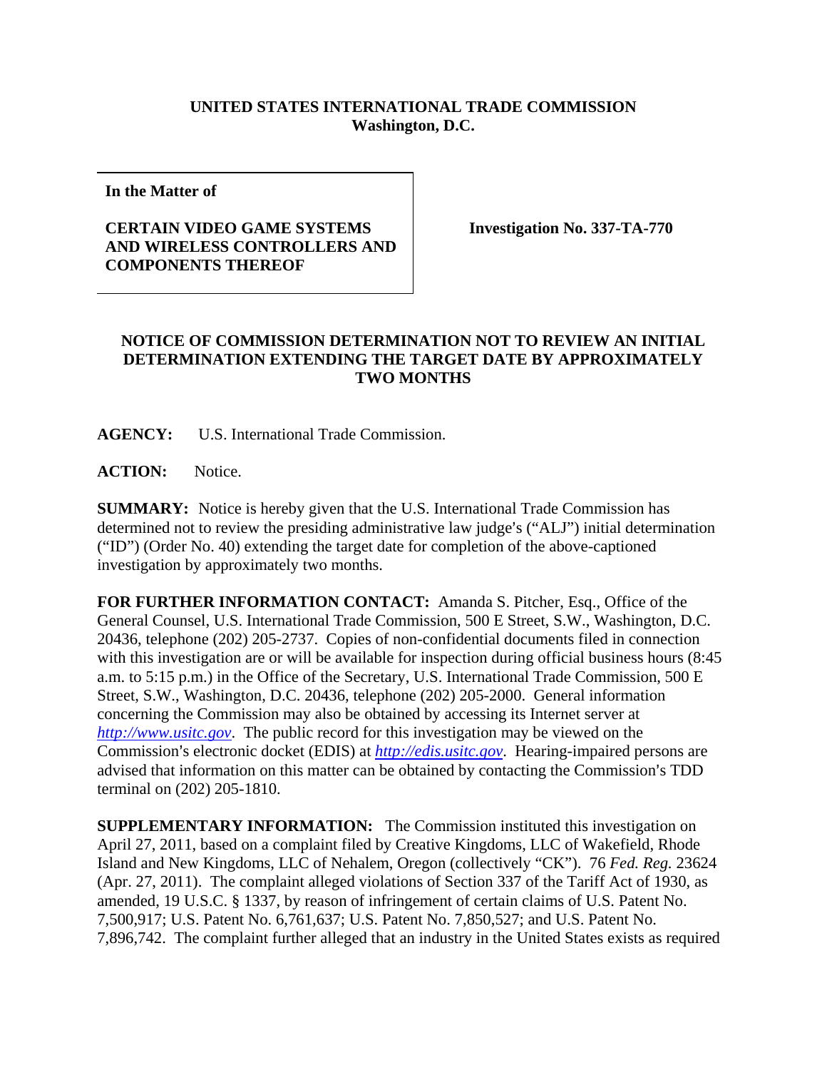**UNITED STATES INTERNATIONAL TRADE COMMISSION**
**Washington, D.C.**

| **In the Matter of**<br><br>**CERTAIN VIDEO GAME SYSTEMS AND WIRELESS CONTROLLERS AND COMPONENTS THEREOF** | **Investigation No. 337-TA-770** |
|---|---|

**NOTICE OF COMMISSION DETERMINATION NOT TO REVIEW AN INITIAL DETERMINATION EXTENDING THE TARGET DATE BY APPROXIMATELY TWO MONTHS**

**AGENCY:** U.S. International Trade Commission.

**ACTION:** Notice.

**SUMMARY:** Notice is hereby given that the U.S. International Trade Commission has determined not to review the presiding administrative law judge's ("ALJ") initial determination ("ID") (Order No. 40) extending the target date for completion of the above-captioned investigation by approximately two months.

**FOR FURTHER INFORMATION CONTACT:** Amanda S. Pitcher, Esq., Office of the General Counsel, U.S. International Trade Commission, 500 E Street, S.W., Washington, D.C. 20436, telephone (202) 205-2737. Copies of non-confidential documents filed in connection with this investigation are or will be available for inspection during official business hours (8:45 a.m. to 5:15 p.m.) in the Office of the Secretary, U.S. International Trade Commission, 500 E Street, S.W., Washington, D.C. 20436, telephone (202) 205-2000. General information concerning the Commission may also be obtained by accessing its Internet server at *http://www.usitc.gov*. The public record for this investigation may be viewed on the Commission's electronic docket (EDIS) at *http://edis.usitc.gov*. Hearing-impaired persons are advised that information on this matter can be obtained by contacting the Commission's TDD terminal on (202) 205-1810.

**SUPPLEMENTARY INFORMATION:** The Commission instituted this investigation on April 27, 2011, based on a complaint filed by Creative Kingdoms, LLC of Wakefield, Rhode Island and New Kingdoms, LLC of Nehalem, Oregon (collectively "CK"). 76 *Fed. Reg.* 23624 (Apr. 27, 2011). The complaint alleged violations of Section 337 of the Tariff Act of 1930, as amended, 19 U.S.C. § 1337, by reason of infringement of certain claims of U.S. Patent No. 7,500,917; U.S. Patent No. 6,761,637; U.S. Patent No. 7,850,527; and U.S. Patent No. 7,896,742. The complaint further alleged that an industry in the United States exists as required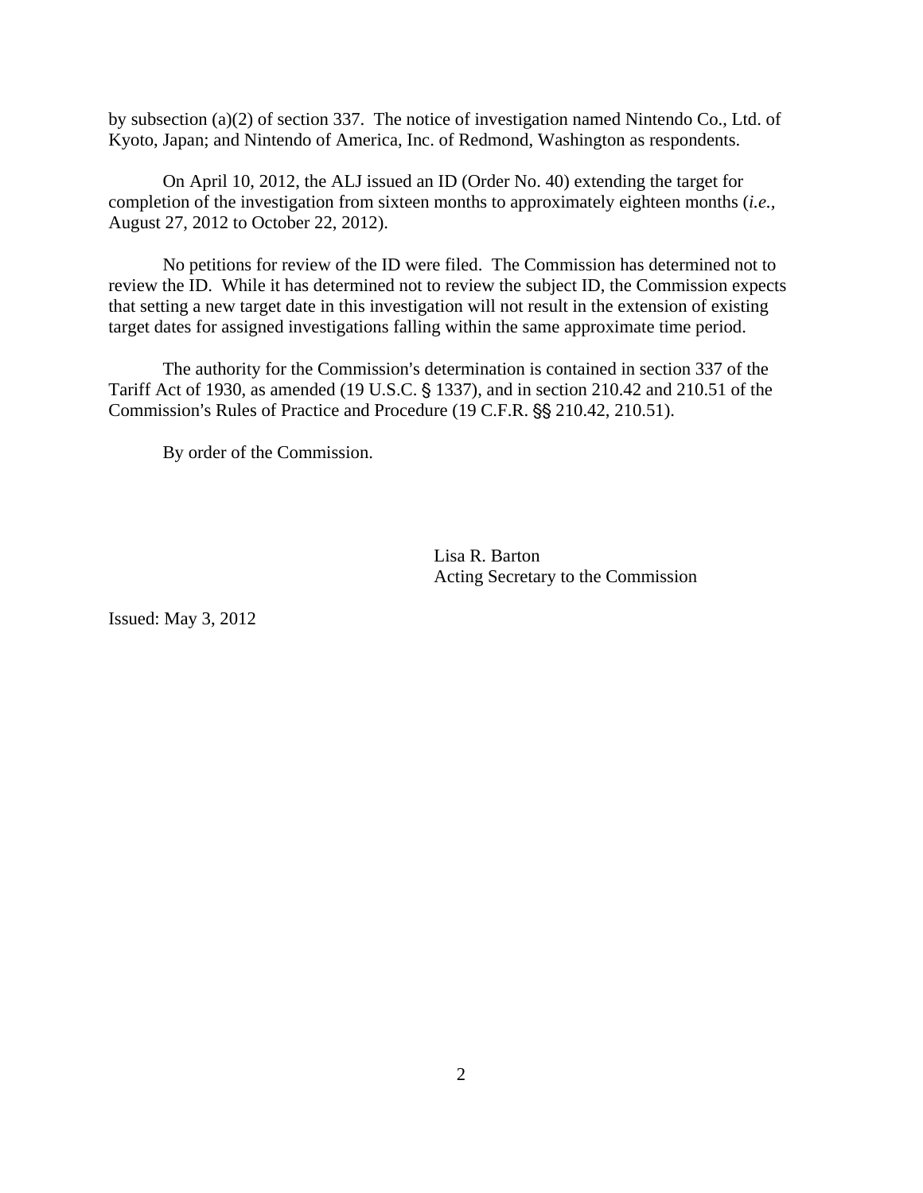by subsection (a)(2) of section 337. The notice of investigation named Nintendo Co., Ltd. of Kyoto, Japan; and Nintendo of America, Inc. of Redmond, Washington as respondents.

On April 10, 2012, the ALJ issued an ID (Order No. 40) extending the target for completion of the investigation from sixteen months to approximately eighteen months (*i.e.*, August 27, 2012 to October 22, 2012).

No petitions for review of the ID were filed. The Commission has determined not to review the ID. While it has determined not to review the subject ID, the Commission expects that setting a new target date in this investigation will not result in the extension of existing target dates for assigned investigations falling within the same approximate time period.

The authority for the Commission's determination is contained in section 337 of the Tariff Act of 1930, as amended (19 U.S.C. § 1337), and in section 210.42 and 210.51 of the Commission's Rules of Practice and Procedure (19 C.F.R. §§ 210.42, 210.51).

By order of the Commission.

Lisa R. Barton
Acting Secretary to the Commission

Issued: May 3, 2012